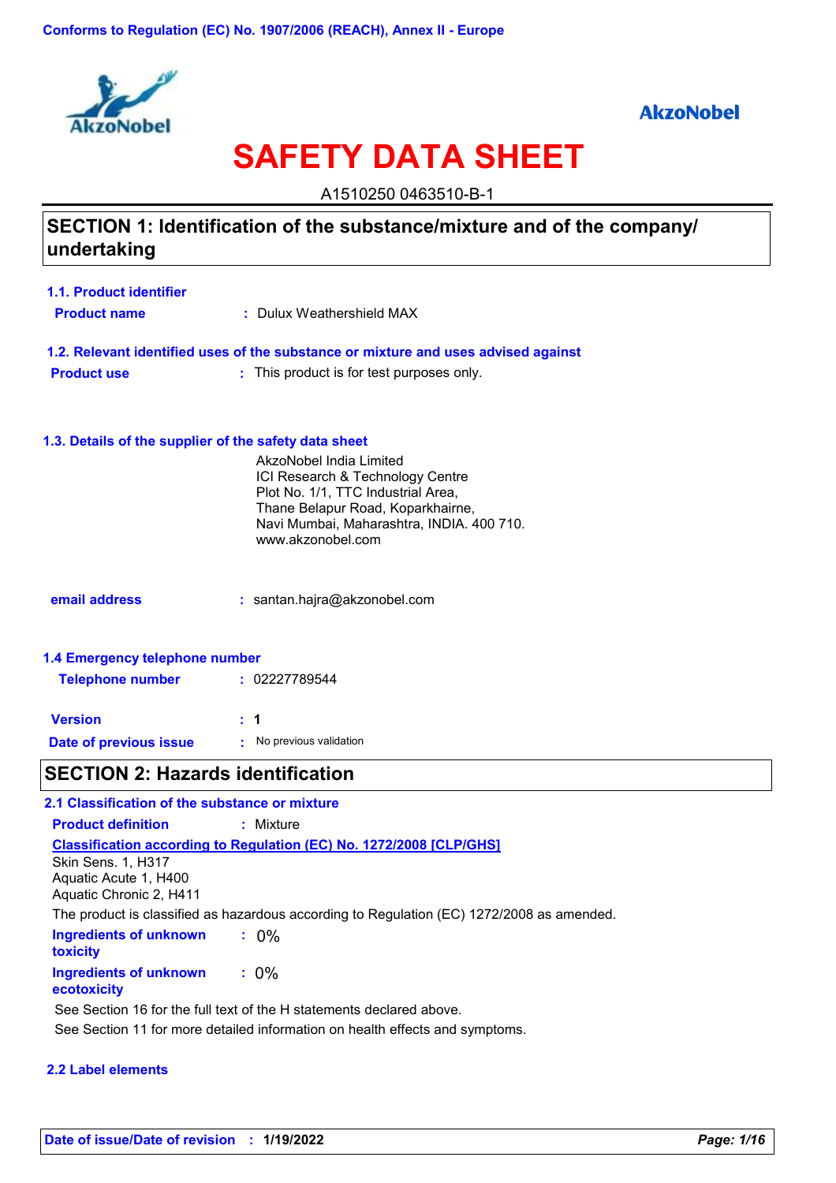Conforms to Regulation (EC) No. 1907/2006 (REACH), Annex II - Europe

AkzoNobel

# SAFETY DATA SHEET

A1510250 0463510-B-1

## SECTION 1: Identification of the substance/mixture and of the company/undertaking

### 1.1. Product identifier

**Product name** : Dulux Weathershield MAX

### 1.2. Relevant identified uses of the substance or mixture and uses advised against

**Product use** : This product is for test purposes only.

### 1.3. Details of the supplier of the safety data sheet

AkzoNobel India Limited
ICI Research & Technology Centre
Plot No. 1/1, TTC Industrial Area,
Thane Belapur Road, Koparkhairne,
Navi Mumbai, Maharashtra, INDIA. 400 710.
www.akzonobel.com

**email address** : santan.hajra@akzonobel.com

### 1.4 Emergency telephone number

**Telephone number** : 02227789544

**Version** : **1**

**Date of previous issue** : No previous validation

## SECTION 2: Hazards identification

### 2.1 Classification of the substance or mixture

**Product definition** : Mixture

**Classification according to Regulation (EC) No. 1272/2008 [CLP/GHS]**

Skin Sens. 1, H317
Aquatic Acute 1, H400
Aquatic Chronic 2, H411

The product is classified as hazardous according to Regulation (EC) 1272/2008 as amended.

**Ingredients of unknown toxicity** : 0%

**Ingredients of unknown ecotoxicity** : 0%

See Section 16 for the full text of the H statements declared above.

See Section 11 for more detailed information on health effects and symptoms.

### 2.2 Label elements

**Date of issue/Date of revision** : **1/19/2022**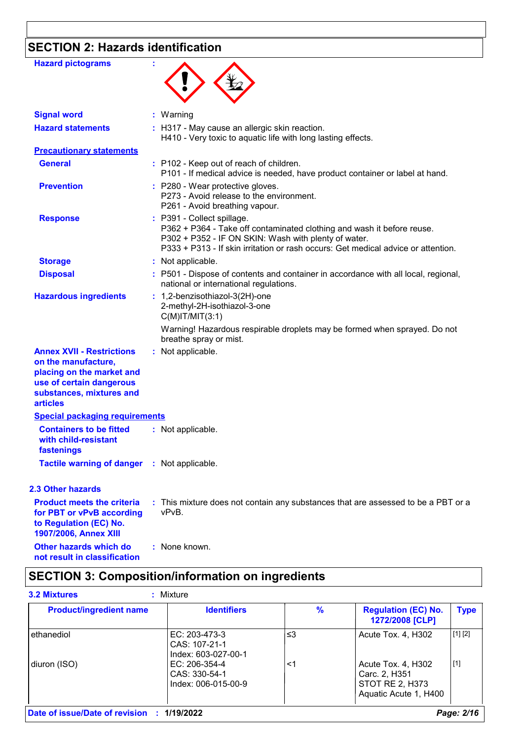## SECTION 2: Hazards identification

**Hazard pictograms** :

**Signal word** : Warning

**Hazard statements** : H317 - May cause an allergic skin reaction.
H410 - Very toxic to aquatic life with long lasting effects.

**Precautionary statements**

**General** : P102 - Keep out of reach of children.
P101 - If medical advice is needed, have product container or label at hand.

**Prevention** : P280 - Wear protective gloves.
P273 - Avoid release to the environment.
P261 - Avoid breathing vapour.

**Response** : P391 - Collect spillage.
P362 + P364 - Take off contaminated clothing and wash it before reuse.
P302 + P352 - IF ON SKIN: Wash with plenty of water.
P333 + P313 - If skin irritation or rash occurs: Get medical advice or attention.

**Storage** : Not applicable.

**Disposal** : P501 - Dispose of contents and container in accordance with all local, regional, national or international regulations.

**Hazardous ingredients** : 1,2-benzisothiazol-3(2H)-one
2-methyl-2H-isothiazol-3-one
C(M)IT/MIT(3:1)

Warning! Hazardous respirable droplets may be formed when sprayed. Do not breathe spray or mist.

**Annex XVII - Restrictions on the manufacture, placing on the market and use of certain dangerous substances, mixtures and articles** : Not applicable.

**Special packaging requirements**

**Containers to be fitted with child-resistant fastenings** : Not applicable.

**Tactile warning of danger** : Not applicable.

### 2.3 Other hazards

**Product meets the criteria for PBT or vPvB according to Regulation (EC) No. 1907/2006, Annex XIII** : This mixture does not contain any substances that are assessed to be a PBT or a vPvB.

**Other hazards which do not result in classification** : None known.

## SECTION 3: Composition/information on ingredients

**3.2 Mixtures** : Mixture

| Product/ingredient name | Identifiers | % | Regulation (EC) No. 1272/2008 [CLP] | Type |
|---|---|---|---|---|
| ethanediol | EC: 203-473-3<br>CAS: 107-21-1<br>Index: 603-027-00-1 | ≤3 | Acute Tox. 4, H302 | [1] [2] |
| diuron (ISO) | EC: 206-354-4<br>CAS: 330-54-1<br>Index: 006-015-00-9 | <1 | Acute Tox. 4, H302<br>Carc. 2, H351<br>STOT RE 2, H373<br>Aquatic Acute 1, H400 | [1] |

**Date of issue/Date of revision** : 1/19/2022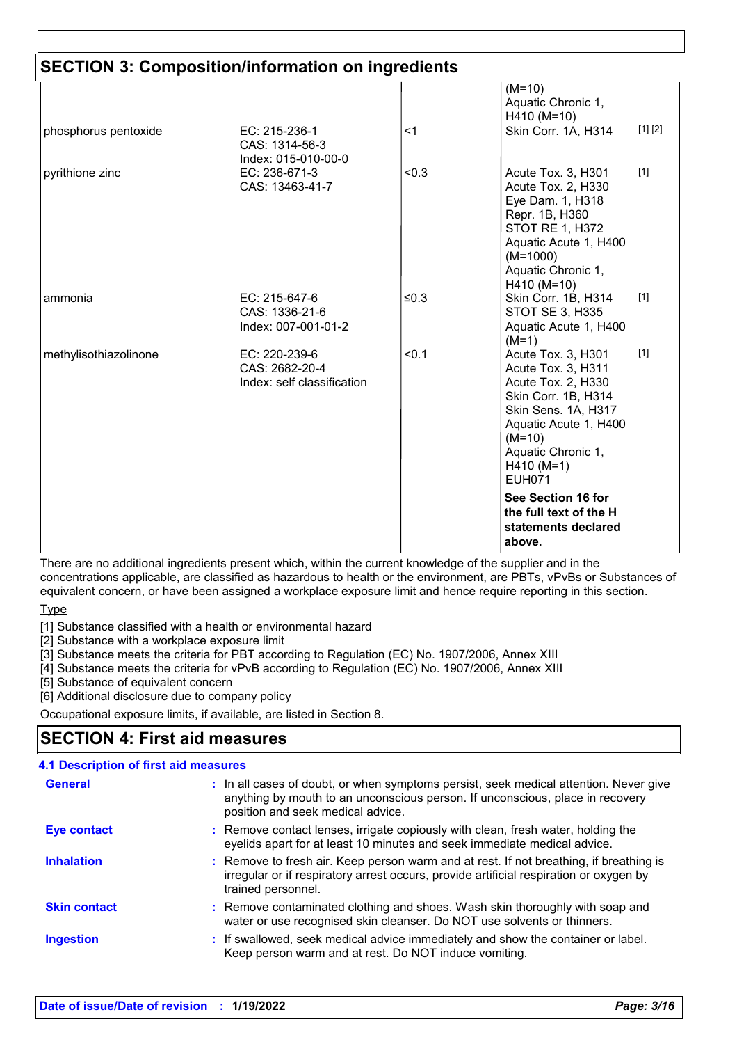## SECTION 3: Composition/information on ingredients

| | | | | |
|---|---|---|---|---|
| | | | (M=10) Aquatic Chronic 1, H410 (M=10) | |
| phosphorus pentoxide | EC: 215-236-1 CAS: 1314-56-3 Index: 015-010-00-0 | <1 | Skin Corr. 1A, H314 | [1] [2] |
| pyrithione zinc | EC: 236-671-3 CAS: 13463-41-7 | <0.3 | Acute Tox. 3, H301 Acute Tox. 2, H330 Eye Dam. 1, H318 Repr. 1B, H360 STOT RE 1, H372 Aquatic Acute 1, H400 (M=1000) Aquatic Chronic 1, H410 (M=10) | [1] |
| ammonia | EC: 215-647-6 CAS: 1336-21-6 Index: 007-001-01-2 | ≤0.3 | Skin Corr. 1B, H314 STOT SE 3, H335 Aquatic Acute 1, H400 (M=1) | [1] |
| methylisothiazolinone | EC: 220-239-6 CAS: 2682-20-4 Index: self classification | <0.1 | Acute Tox. 3, H301 Acute Tox. 3, H311 Acute Tox. 2, H330 Skin Corr. 1B, H314 Skin Sens. 1A, H317 Aquatic Acute 1, H400 (M=10) Aquatic Chronic 1, H410 (M=1) EUH071 | [1] |
| | | | **See Section 16 for the full text of the H statements declared above.** | |

There are no additional ingredients present which, within the current knowledge of the supplier and in the concentrations applicable, are classified as hazardous to health or the environment, are PBTs, vPvBs or Substances of equivalent concern, or have been assigned a workplace exposure limit and hence require reporting in this section.

Type

[1] Substance classified with a health or environmental hazard
[2] Substance with a workplace exposure limit
[3] Substance meets the criteria for PBT according to Regulation (EC) No. 1907/2006, Annex XIII
[4] Substance meets the criteria for vPvB according to Regulation (EC) No. 1907/2006, Annex XIII
[5] Substance of equivalent concern
[6] Additional disclosure due to company policy

Occupational exposure limits, if available, are listed in Section 8.

## SECTION 4: First aid measures

### 4.1 Description of first aid measures

**General** : In all cases of doubt, or when symptoms persist, seek medical attention. Never give anything by mouth to an unconscious person. If unconscious, place in recovery position and seek medical advice.

**Eye contact** : Remove contact lenses, irrigate copiously with clean, fresh water, holding the eyelids apart for at least 10 minutes and seek immediate medical advice.

**Inhalation** : Remove to fresh air. Keep person warm and at rest. If not breathing, if breathing is irregular or if respiratory arrest occurs, provide artificial respiration or oxygen by trained personnel.

**Skin contact** : Remove contaminated clothing and shoes. Wash skin thoroughly with soap and water or use recognised skin cleanser. Do NOT use solvents or thinners.

**Ingestion** : If swallowed, seek medical advice immediately and show the container or label. Keep person warm and at rest. Do NOT induce vomiting.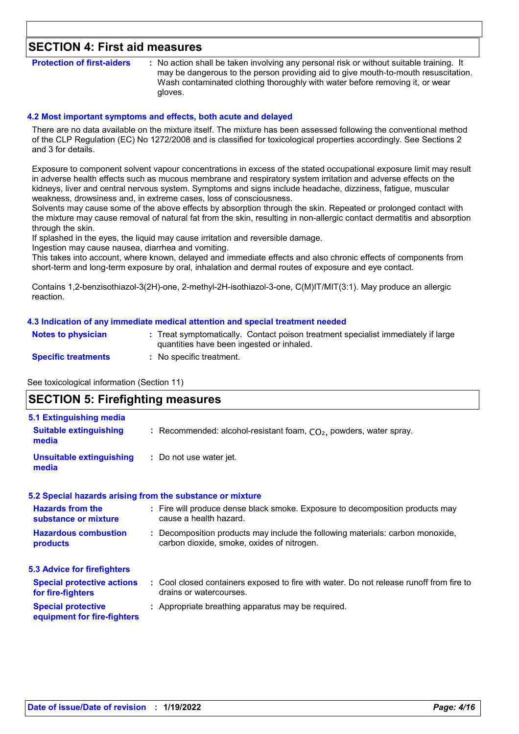## SECTION 4: First aid measures

**Protection of first-aiders** : No action shall be taken involving any personal risk or without suitable training. It may be dangerous to the person providing aid to give mouth-to-mouth resuscitation. Wash contaminated clothing thoroughly with water before removing it, or wear gloves.

### 4.2 Most important symptoms and effects, both acute and delayed

There are no data available on the mixture itself. The mixture has been assessed following the conventional method of the CLP Regulation (EC) No 1272/2008 and is classified for toxicological properties accordingly. See Sections 2 and 3 for details.

Exposure to component solvent vapour concentrations in excess of the stated occupational exposure limit may result in adverse health effects such as mucous membrane and respiratory system irritation and adverse effects on the kidneys, liver and central nervous system. Symptoms and signs include headache, dizziness, fatigue, muscular weakness, drowsiness and, in extreme cases, loss of consciousness.
Solvents may cause some of the above effects by absorption through the skin. Repeated or prolonged contact with the mixture may cause removal of natural fat from the skin, resulting in non-allergic contact dermatitis and absorption through the skin.
If splashed in the eyes, the liquid may cause irritation and reversible damage.
Ingestion may cause nausea, diarrhea and vomiting.
This takes into account, where known, delayed and immediate effects and also chronic effects of components from short-term and long-term exposure by oral, inhalation and dermal routes of exposure and eye contact.

Contains 1,2-benzisothiazol-3(2H)-one, 2-methyl-2H-isothiazol-3-one, C(M)IT/MIT(3:1). May produce an allergic reaction.

### 4.3 Indication of any immediate medical attention and special treatment needed

**Notes to physician** : Treat symptomatically. Contact poison treatment specialist immediately if large quantities have been ingested or inhaled.

**Specific treatments** : No specific treatment.

See toxicological information (Section 11)

## SECTION 5: Firefighting measures

### 5.1 Extinguishing media

**Suitable extinguishing media** : Recommended: alcohol-resistant foam, $CO_2$, powders, water spray.

**Unsuitable extinguishing media** : Do not use water jet.

### 5.2 Special hazards arising from the substance or mixture

**Hazards from the substance or mixture** : Fire will produce dense black smoke. Exposure to decomposition products may cause a health hazard.

**Hazardous combustion products** : Decomposition products may include the following materials: carbon monoxide, carbon dioxide, smoke, oxides of nitrogen.

### 5.3 Advice for firefighters

**Special protective actions for fire-fighters** : Cool closed containers exposed to fire with water. Do not release runoff from fire to drains or watercourses.

**Special protective equipment for fire-fighters** : Appropriate breathing apparatus may be required.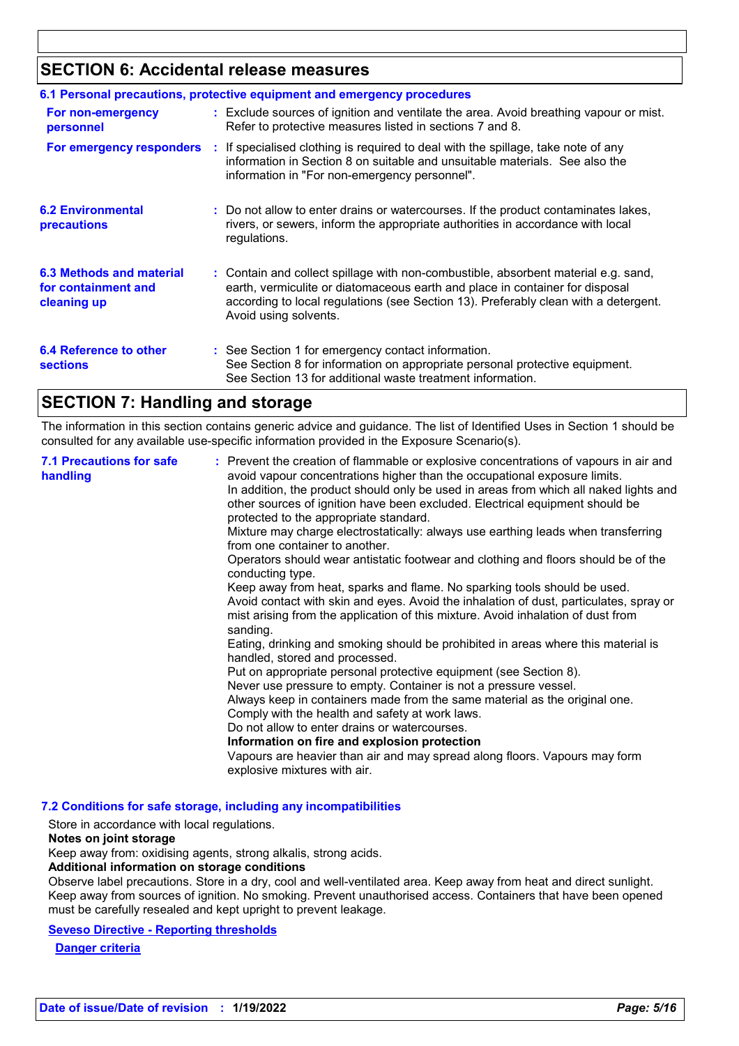## SECTION 6: Accidental release measures

### 6.1 Personal precautions, protective equipment and emergency procedures

**For non-emergency personnel** : Exclude sources of ignition and ventilate the area. Avoid breathing vapour or mist. Refer to protective measures listed in sections 7 and 8.

**For emergency responders** : If specialised clothing is required to deal with the spillage, take note of any information in Section 8 on suitable and unsuitable materials. See also the information in "For non-emergency personnel".

**6.2 Environmental precautions** : Do not allow to enter drains or watercourses. If the product contaminates lakes, rivers, or sewers, inform the appropriate authorities in accordance with local regulations.

**6.3 Methods and material for containment and cleaning up** : Contain and collect spillage with non-combustible, absorbent material e.g. sand, earth, vermiculite or diatomaceous earth and place in container for disposal according to local regulations (see Section 13). Preferably clean with a detergent. Avoid using solvents.

**6.4 Reference to other sections** : See Section 1 for emergency contact information.
See Section 8 for information on appropriate personal protective equipment.
See Section 13 for additional waste treatment information.

## SECTION 7: Handling and storage

The information in this section contains generic advice and guidance. The list of Identified Uses in Section 1 should be consulted for any available use-specific information provided in the Exposure Scenario(s).

**7.1 Precautions for safe handling** : Prevent the creation of flammable or explosive concentrations of vapours in air and avoid vapour concentrations higher than the occupational exposure limits.
In addition, the product should only be used in areas from which all naked lights and other sources of ignition have been excluded. Electrical equipment should be protected to the appropriate standard.
Mixture may charge electrostatically: always use earthing leads when transferring from one container to another.
Operators should wear antistatic footwear and clothing and floors should be of the conducting type.
Keep away from heat, sparks and flame. No sparking tools should be used.
Avoid contact with skin and eyes. Avoid the inhalation of dust, particulates, spray or mist arising from the application of this mixture. Avoid inhalation of dust from sanding.
Eating, drinking and smoking should be prohibited in areas where this material is handled, stored and processed.
Put on appropriate personal protective equipment (see Section 8).
Never use pressure to empty. Container is not a pressure vessel.
Always keep in containers made from the same material as the original one.
Comply with the health and safety at work laws.
Do not allow to enter drains or watercourses.
**Information on fire and explosion protection**
Vapours are heavier than air and may spread along floors. Vapours may form explosive mixtures with air.

### 7.2 Conditions for safe storage, including any incompatibilities

Store in accordance with local regulations.
**Notes on joint storage**
Keep away from: oxidising agents, strong alkalis, strong acids.
**Additional information on storage conditions**
Observe label precautions. Store in a dry, cool and well-ventilated area. Keep away from heat and direct sunlight. Keep away from sources of ignition. No smoking. Prevent unauthorised access. Containers that have been opened must be carefully resealed and kept upright to prevent leakage.

**Seveso Directive - Reporting thresholds**

**Danger criteria**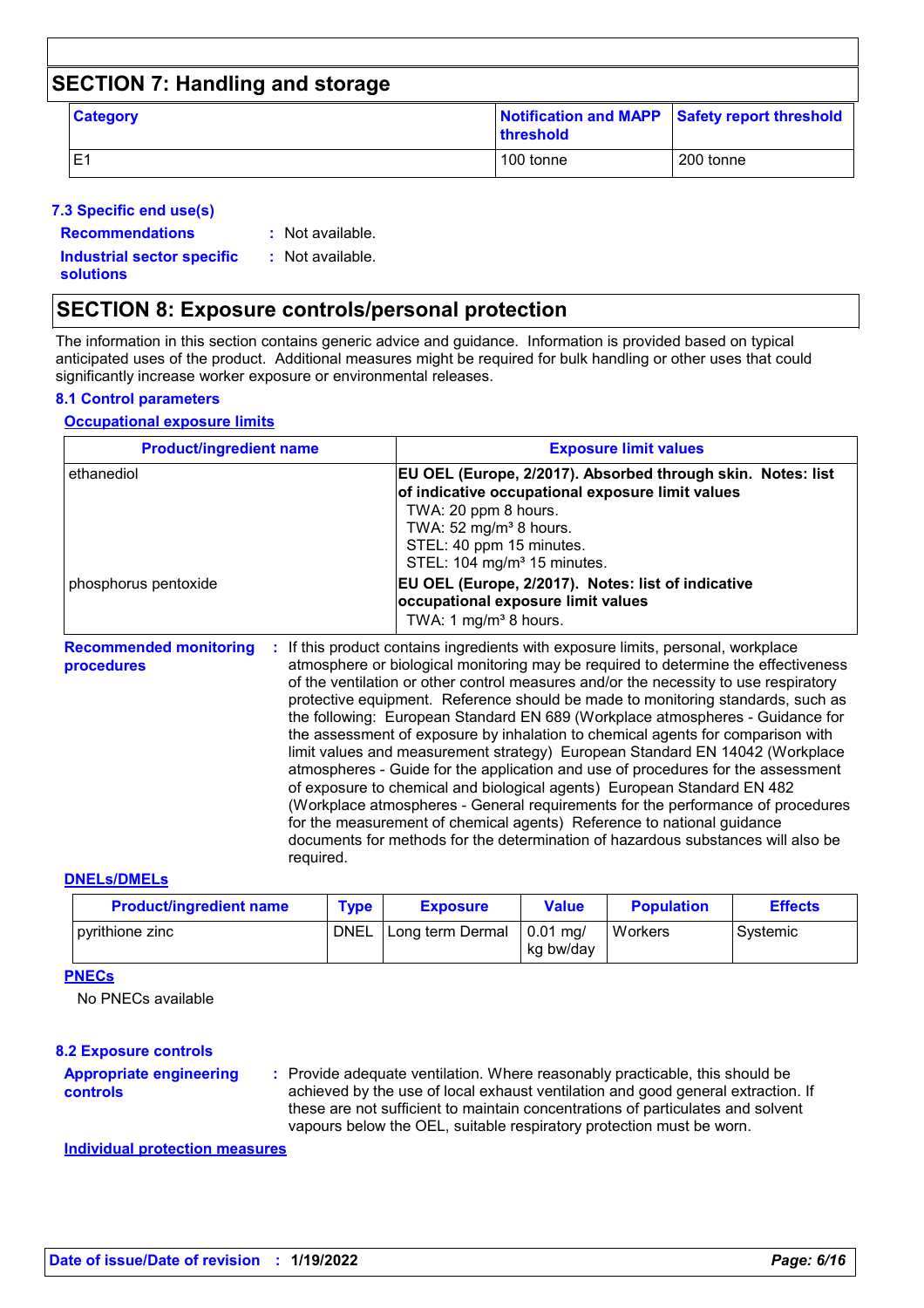## SECTION 7: Handling and storage

| Category | Notification and MAPP threshold | Safety report threshold |
|---|---|---|
| E1 | 100 tonne | 200 tonne |

### 7.3 Specific end use(s)

**Recommendations** : Not available.

**Industrial sector specific solutions** : Not available.

## SECTION 8: Exposure controls/personal protection

The information in this section contains generic advice and guidance. Information is provided based on typical anticipated uses of the product. Additional measures might be required for bulk handling or other uses that could significantly increase worker exposure or environmental releases.

### 8.1 Control parameters

**Occupational exposure limits**

| Product/ingredient name | Exposure limit values |
|---|---|
| ethanediol | **EU OEL (Europe, 2/2017). Absorbed through skin. Notes: list of indicative occupational exposure limit values**<br>TWA: 20 ppm 8 hours.<br>TWA: 52 mg/m³ 8 hours.<br>STEL: 40 ppm 15 minutes.<br>STEL: 104 mg/m³ 15 minutes. |
| phosphorus pentoxide | **EU OEL (Europe, 2/2017). Notes: list of indicative occupational exposure limit values**<br>TWA: 1 mg/m³ 8 hours. |

**Recommended monitoring procedures** : If this product contains ingredients with exposure limits, personal, workplace atmosphere or biological monitoring may be required to determine the effectiveness of the ventilation or other control measures and/or the necessity to use respiratory protective equipment. Reference should be made to monitoring standards, such as the following: European Standard EN 689 (Workplace atmospheres - Guidance for the assessment of exposure by inhalation to chemical agents for comparison with limit values and measurement strategy) European Standard EN 14042 (Workplace atmospheres - Guide for the application and use of procedures for the assessment of exposure to chemical and biological agents) European Standard EN 482 (Workplace atmospheres - General requirements for the performance of procedures for the measurement of chemical agents) Reference to national guidance documents for methods for the determination of hazardous substances will also be required.

**DNELs/DMELs**

| Product/ingredient name | Type | Exposure | Value | Population | Effects |
|---|---|---|---|---|---|
| pyrithione zinc | DNEL | Long term Dermal | 0.01 mg/kg bw/day | Workers | Systemic |

**PNECs**

No PNECs available

### 8.2 Exposure controls

**Appropriate engineering controls** : Provide adequate ventilation. Where reasonably practicable, this should be achieved by the use of local exhaust ventilation and good general extraction. If these are not sufficient to maintain concentrations of particulates and solvent vapours below the OEL, suitable respiratory protection must be worn.

**Individual protection measures**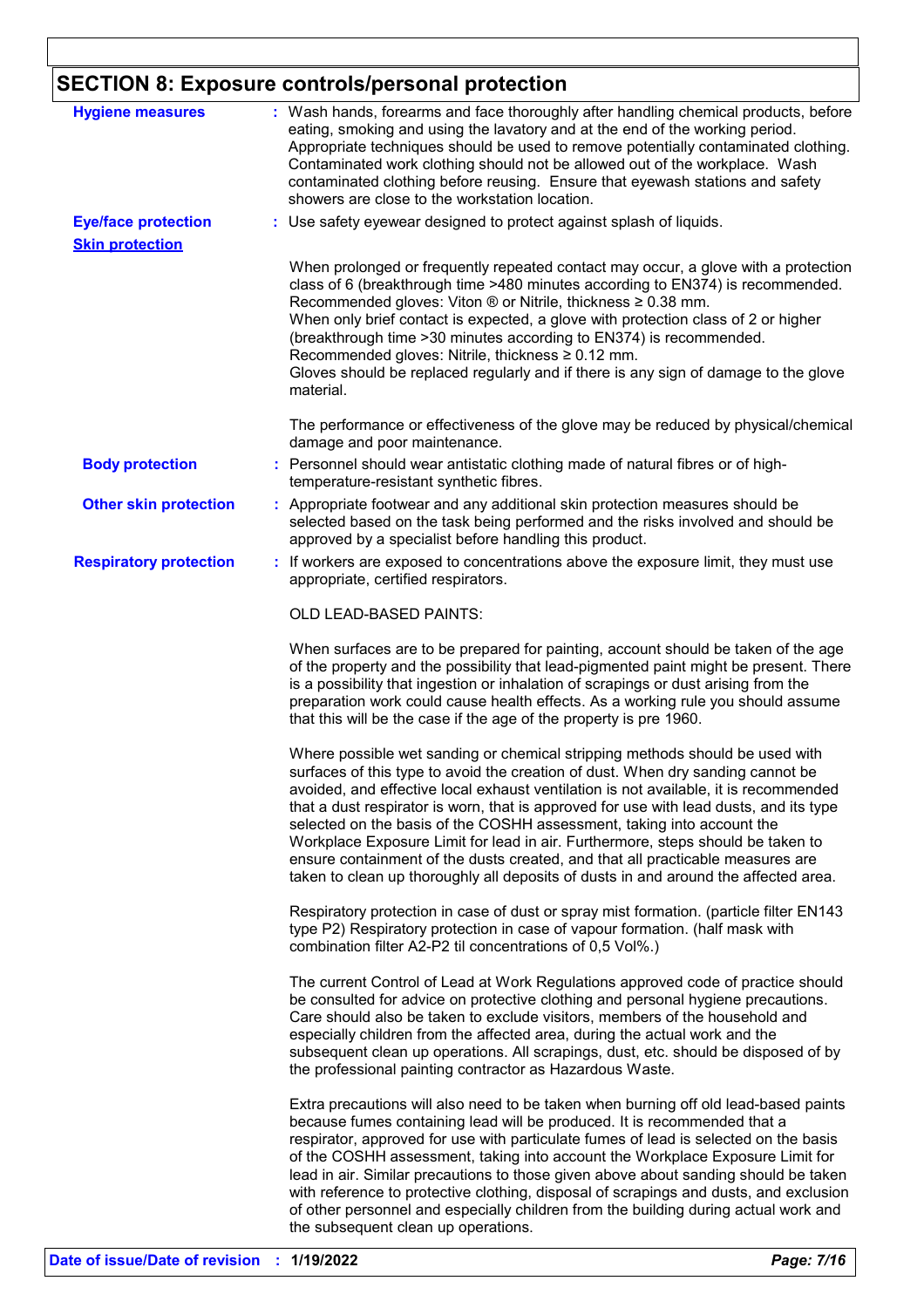## SECTION 8: Exposure controls/personal protection

**Hygiene measures** : Wash hands, forearms and face thoroughly after handling chemical products, before eating, smoking and using the lavatory and at the end of the working period. Appropriate techniques should be used to remove potentially contaminated clothing. Contaminated work clothing should not be allowed out of the workplace. Wash contaminated clothing before reusing. Ensure that eyewash stations and safety showers are close to the workstation location.

**Eye/face protection** : Use safety eyewear designed to protect against splash of liquids.

**Skin protection**

When prolonged or frequently repeated contact may occur, a glove with a protection class of 6 (breakthrough time >480 minutes according to EN374) is recommended. Recommended gloves: Viton ® or Nitrile, thickness ≥ 0.38 mm.
When only brief contact is expected, a glove with protection class of 2 or higher (breakthrough time >30 minutes according to EN374) is recommended.
Recommended gloves: Nitrile, thickness ≥ 0.12 mm.
Gloves should be replaced regularly and if there is any sign of damage to the glove material.

The performance or effectiveness of the glove may be reduced by physical/chemical damage and poor maintenance.

**Body protection** : Personnel should wear antistatic clothing made of natural fibres or of high-temperature-resistant synthetic fibres.

**Other skin protection** : Appropriate footwear and any additional skin protection measures should be selected based on the task being performed and the risks involved and should be approved by a specialist before handling this product.

**Respiratory protection** : If workers are exposed to concentrations above the exposure limit, they must use appropriate, certified respirators.

OLD LEAD-BASED PAINTS:

When surfaces are to be prepared for painting, account should be taken of the age of the property and the possibility that lead-pigmented paint might be present. There is a possibility that ingestion or inhalation of scrapings or dust arising from the preparation work could cause health effects. As a working rule you should assume that this will be the case if the age of the property is pre 1960.

Where possible wet sanding or chemical stripping methods should be used with surfaces of this type to avoid the creation of dust. When dry sanding cannot be avoided, and effective local exhaust ventilation is not available, it is recommended that a dust respirator is worn, that is approved for use with lead dusts, and its type selected on the basis of the COSHH assessment, taking into account the Workplace Exposure Limit for lead in air. Furthermore, steps should be taken to ensure containment of the dusts created, and that all practicable measures are taken to clean up thoroughly all deposits of dusts in and around the affected area.

Respiratory protection in case of dust or spray mist formation. (particle filter EN143 type P2) Respiratory protection in case of vapour formation. (half mask with combination filter A2-P2 til concentrations of 0,5 Vol%.)

The current Control of Lead at Work Regulations approved code of practice should be consulted for advice on protective clothing and personal hygiene precautions. Care should also be taken to exclude visitors, members of the household and especially children from the affected area, during the actual work and the subsequent clean up operations. All scrapings, dust, etc. should be disposed of by the professional painting contractor as Hazardous Waste.

Extra precautions will also need to be taken when burning off old lead-based paints because fumes containing lead will be produced. It is recommended that a respirator, approved for use with particulate fumes of lead is selected on the basis of the COSHH assessment, taking into account the Workplace Exposure Limit for lead in air. Similar precautions to those given above about sanding should be taken with reference to protective clothing, disposal of scrapings and dusts, and exclusion of other personnel and especially children from the building during actual work and the subsequent clean up operations.

**Date of issue/Date of revision** : **1/19/2022**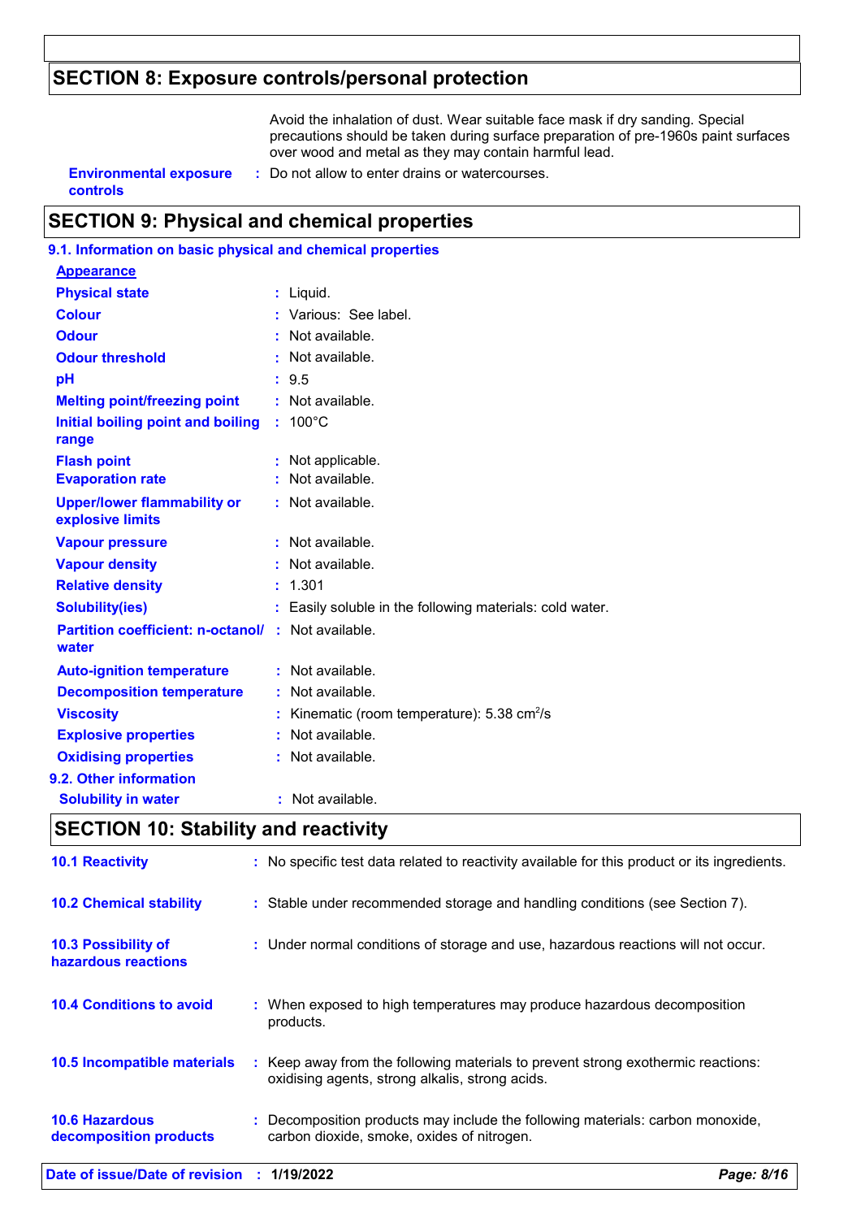## SECTION 8: Exposure controls/personal protection

Avoid the inhalation of dust. Wear suitable face mask if dry sanding. Special precautions should be taken during surface preparation of pre-1960s paint surfaces over wood and metal as they may contain harmful lead.

**Environmental exposure controls** : Do not allow to enter drains or watercourses.

## SECTION 9: Physical and chemical properties

### 9.1. Information on basic physical and chemical properties

**Appearance**

| | |
|---|---|
| **Physical state** | : Liquid. |
| **Colour** | : Various: See label. |
| **Odour** | : Not available. |
| **Odour threshold** | : Not available. |
| **pH** | : 9.5 |
| **Melting point/freezing point** | : Not available. |
| **Initial boiling point and boiling range** | : 100°C |
| **Flash point** | : Not applicable. |
| **Evaporation rate** | : Not available. |
| **Upper/lower flammability or explosive limits** | : Not available. |
| **Vapour pressure** | : Not available. |
| **Vapour density** | : Not available. |
| **Relative density** | : 1.301 |
| **Solubility(ies)** | : Easily soluble in the following materials: cold water. |
| **Partition coefficient: n-octanol/ water** | : Not available. |
| **Auto-ignition temperature** | : Not available. |
| **Decomposition temperature** | : Not available. |
| **Viscosity** | : Kinematic (room temperature): 5.38 $cm^2/s$ |
| **Explosive properties** | : Not available. |
| **Oxidising properties** | : Not available. |

### 9.2. Other information

| | |
|---|---|
| **Solubility in water** | : Not available. |

## SECTION 10: Stability and reactivity

| | |
|---|---|
| **10.1 Reactivity** | : No specific test data related to reactivity available for this product or its ingredients. |
| **10.2 Chemical stability** | : Stable under recommended storage and handling conditions (see Section 7). |
| **10.3 Possibility of hazardous reactions** | : Under normal conditions of storage and use, hazardous reactions will not occur. |
| **10.4 Conditions to avoid** | : When exposed to high temperatures may produce hazardous decomposition products. |
| **10.5 Incompatible materials** | : Keep away from the following materials to prevent strong exothermic reactions: oxidising agents, strong alkalis, strong acids. |
| **10.6 Hazardous decomposition products** | : Decomposition products may include the following materials: carbon monoxide, carbon dioxide, smoke, oxides of nitrogen. |

**Date of issue/Date of revision** : **1/19/2022**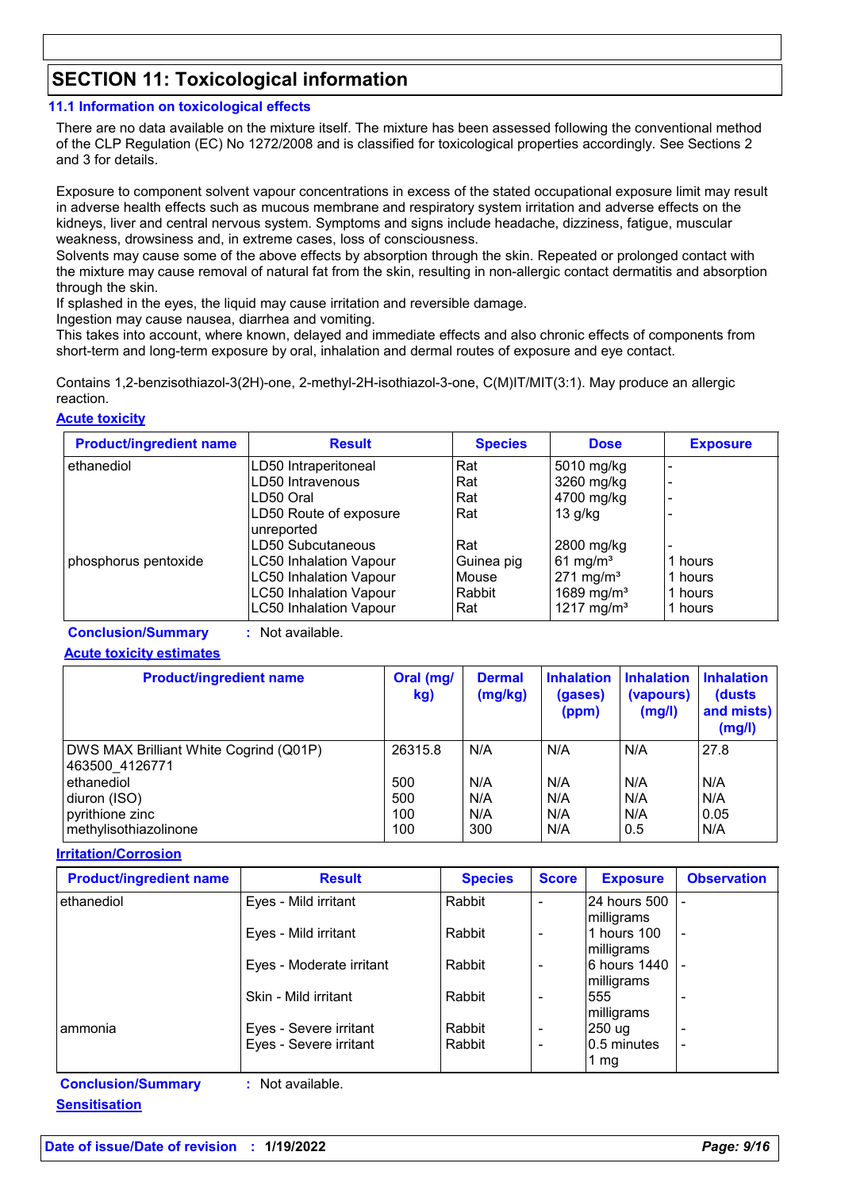## SECTION 11: Toxicological information

### 11.1 Information on toxicological effects

There are no data available on the mixture itself. The mixture has been assessed following the conventional method of the CLP Regulation (EC) No 1272/2008 and is classified for toxicological properties accordingly. See Sections 2 and 3 for details.

Exposure to component solvent vapour concentrations in excess of the stated occupational exposure limit may result in adverse health effects such as mucous membrane and respiratory system irritation and adverse effects on the kidneys, liver and central nervous system. Symptoms and signs include headache, dizziness, fatigue, muscular weakness, drowsiness and, in extreme cases, loss of consciousness.
Solvents may cause some of the above effects by absorption through the skin. Repeated or prolonged contact with the mixture may cause removal of natural fat from the skin, resulting in non-allergic contact dermatitis and absorption through the skin.
If splashed in the eyes, the liquid may cause irritation and reversible damage.
Ingestion may cause nausea, diarrhea and vomiting.
This takes into account, where known, delayed and immediate effects and also chronic effects of components from short-term and long-term exposure by oral, inhalation and dermal routes of exposure and eye contact.

Contains 1,2-benzisothiazol-3(2H)-one, 2-methyl-2H-isothiazol-3-one, C(M)IT/MIT(3:1). May produce an allergic reaction.

**Acute toxicity**

| Product/ingredient name | Result | Species | Dose | Exposure |
|---|---|---|---|---|
| ethanediol | LD50 Intraperitoneal | Rat | 5010 mg/kg | - |
| | LD50 Intravenous | Rat | 3260 mg/kg | - |
| | LD50 Oral | Rat | 4700 mg/kg | - |
| | LD50 Route of exposure unreported | Rat | 13 g/kg | - |
| | LD50 Subcutaneous | Rat | 2800 mg/kg | - |
| phosphorus pentoxide | LC50 Inhalation Vapour | Guinea pig | 61 mg/m³ | 1 hours |
| | LC50 Inhalation Vapour | Mouse | 271 mg/m³ | 1 hours |
| | LC50 Inhalation Vapour | Rabbit | 1689 mg/m³ | 1 hours |
| | LC50 Inhalation Vapour | Rat | 1217 mg/m³ | 1 hours |

**Conclusion/Summary** : Not available.

**Acute toxicity estimates**

| Product/ingredient name | Oral (mg/kg) | Dermal (mg/kg) | Inhalation (gases) (ppm) | Inhalation (vapours) (mg/l) | Inhalation (dusts and mists) (mg/l) |
|---|---|---|---|---|---|
| DWS MAX Brilliant White Cogrind (Q01P) 463500_4126771 | 26315.8 | N/A | N/A | N/A | 27.8 |
| ethanediol | 500 | N/A | N/A | N/A | N/A |
| diuron (ISO) | 500 | N/A | N/A | N/A | N/A |
| pyrithione zinc | 100 | N/A | N/A | N/A | 0.05 |
| methylisothiazolinone | 100 | 300 | N/A | 0.5 | N/A |

**Irritation/Corrosion**

| Product/ingredient name | Result | Species | Score | Exposure | Observation |
|---|---|---|---|---|---|
| ethanediol | Eyes - Mild irritant | Rabbit | - | 24 hours 500 milligrams | - |
| | Eyes - Mild irritant | Rabbit | - | 1 hours 100 milligrams | - |
| | Eyes - Moderate irritant | Rabbit | - | 6 hours 1440 milligrams | - |
| | Skin - Mild irritant | Rabbit | - | 555 milligrams | - |
| ammonia | Eyes - Severe irritant | Rabbit | - | 250 ug | - |
| | Eyes - Severe irritant | Rabbit | - | 0.5 minutes 1 mg | - |

**Conclusion/Summary** : Not available.

**Sensitisation**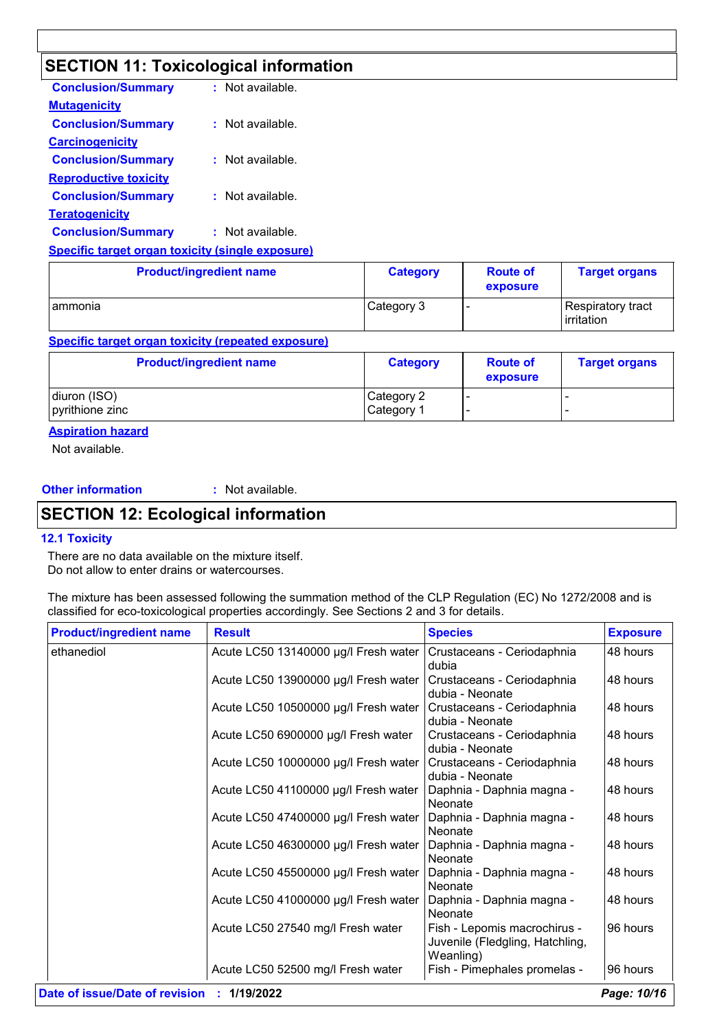## SECTION 11: Toxicological information

**Conclusion/Summary** : Not available.

**Mutagenicity**

**Conclusion/Summary** : Not available.

**Carcinogenicity**

**Conclusion/Summary** : Not available.

**Reproductive toxicity**

**Conclusion/Summary** : Not available.

**Teratogenicity**

**Conclusion/Summary** : Not available.

**Specific target organ toxicity (single exposure)**

| Product/ingredient name | Category | Route of exposure | Target organs |
|---|---|---|---|
| ammonia | Category 3 | - | Respiratory tract irritation |

**Specific target organ toxicity (repeated exposure)**

| Product/ingredient name | Category | Route of exposure | Target organs |
|---|---|---|---|
| diuron (ISO) | Category 2 | - | - |
| pyrithione zinc | Category 1 | - | - |

**Aspiration hazard**

Not available.

**Other information** : Not available.

## SECTION 12: Ecological information

### 12.1 Toxicity

There are no data available on the mixture itself.
Do not allow to enter drains or watercourses.

The mixture has been assessed following the summation method of the CLP Regulation (EC) No 1272/2008 and is classified for eco-toxicological properties accordingly. See Sections 2 and 3 for details.

| Product/ingredient name | Result | Species | Exposure |
|---|---|---|---|
| ethanediol | Acute LC50 13140000 µg/l Fresh water | Crustaceans - Ceriodaphnia dubia | 48 hours |
| | Acute LC50 13900000 µg/l Fresh water | Crustaceans - Ceriodaphnia dubia - Neonate | 48 hours |
| | Acute LC50 10500000 µg/l Fresh water | Crustaceans - Ceriodaphnia dubia - Neonate | 48 hours |
| | Acute LC50 6900000 µg/l Fresh water | Crustaceans - Ceriodaphnia dubia - Neonate | 48 hours |
| | Acute LC50 10000000 µg/l Fresh water | Crustaceans - Ceriodaphnia dubia - Neonate | 48 hours |
| | Acute LC50 41100000 µg/l Fresh water | Daphnia - Daphnia magna - Neonate | 48 hours |
| | Acute LC50 47400000 µg/l Fresh water | Daphnia - Daphnia magna - Neonate | 48 hours |
| | Acute LC50 46300000 µg/l Fresh water | Daphnia - Daphnia magna - Neonate | 48 hours |
| | Acute LC50 45500000 µg/l Fresh water | Daphnia - Daphnia magna - Neonate | 48 hours |
| | Acute LC50 41000000 µg/l Fresh water | Daphnia - Daphnia magna - Neonate | 48 hours |
| | Acute LC50 27540 mg/l Fresh water | Fish - Lepomis macrochirus - Juvenile (Fledgling, Hatchling, Weanling) | 96 hours |
| | Acute LC50 52500 mg/l Fresh water | Fish - Pimephales promelas - | 96 hours |

**Date of issue/Date of revision** : **1/19/2022**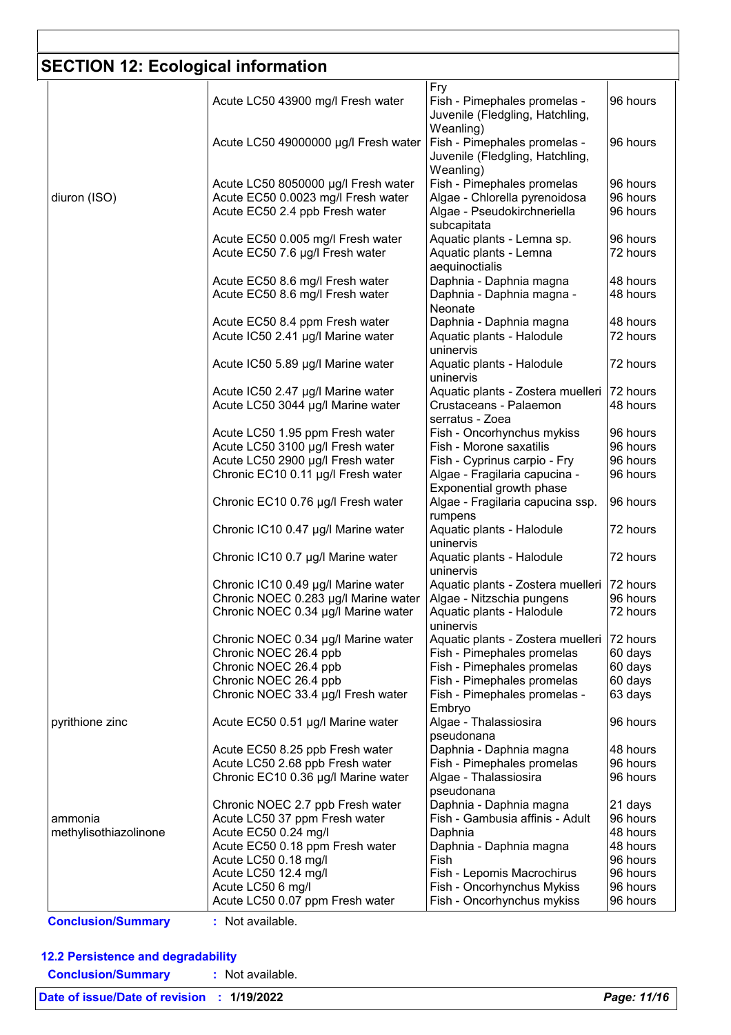## SECTION 12: Ecological information

| | | | |
|---|---|---|---|
| | | Fry | |
| | Acute LC50 43900 mg/l Fresh water | Fish - Pimephales promelas - Juvenile (Fledgling, Hatchling, Weanling) | 96 hours |
| | Acute LC50 49000000 µg/l Fresh water | Fish - Pimephales promelas - Juvenile (Fledgling, Hatchling, Weanling) | 96 hours |
| | Acute LC50 8050000 µg/l Fresh water | Fish - Pimephales promelas | 96 hours |
| diuron (ISO) | Acute EC50 0.0023 mg/l Fresh water | Algae - Chlorella pyrenoidosa | 96 hours |
| | Acute EC50 2.4 ppb Fresh water | Algae - Pseudokirchneriella subcapitata | 96 hours |
| | Acute EC50 0.005 mg/l Fresh water | Aquatic plants - Lemna sp. | 96 hours |
| | Acute EC50 7.6 µg/l Fresh water | Aquatic plants - Lemna aequinoctialis | 72 hours |
| | Acute EC50 8.6 mg/l Fresh water | Daphnia - Daphnia magna | 48 hours |
| | Acute EC50 8.6 mg/l Fresh water | Daphnia - Daphnia magna - Neonate | 48 hours |
| | Acute EC50 8.4 ppm Fresh water | Daphnia - Daphnia magna | 48 hours |
| | Acute IC50 2.41 µg/l Marine water | Aquatic plants - Halodule uninervis | 72 hours |
| | Acute IC50 5.89 µg/l Marine water | Aquatic plants - Halodule uninervis | 72 hours |
| | Acute IC50 2.47 µg/l Marine water | Aquatic plants - Zostera muelleri | 72 hours |
| | Acute LC50 3044 µg/l Marine water | Crustaceans - Palaemon serratus - Zoea | 48 hours |
| | Acute LC50 1.95 ppm Fresh water | Fish - Oncorhynchus mykiss | 96 hours |
| | Acute LC50 3100 µg/l Fresh water | Fish - Morone saxatilis | 96 hours |
| | Acute LC50 2900 µg/l Fresh water | Fish - Cyprinus carpio - Fry | 96 hours |
| | Chronic EC10 0.11 µg/l Fresh water | Algae - Fragilaria capucina - Exponential growth phase | 96 hours |
| | Chronic EC10 0.76 µg/l Fresh water | Algae - Fragilaria capucina ssp. rumpens | 96 hours |
| | Chronic IC10 0.47 µg/l Marine water | Aquatic plants - Halodule uninervis | 72 hours |
| | Chronic IC10 0.7 µg/l Marine water | Aquatic plants - Halodule uninervis | 72 hours |
| | Chronic IC10 0.49 µg/l Marine water | Aquatic plants - Zostera muelleri | 72 hours |
| | Chronic NOEC 0.283 µg/l Marine water | Algae - Nitzschia pungens | 96 hours |
| | Chronic NOEC 0.34 µg/l Marine water | Aquatic plants - Halodule uninervis | 72 hours |
| | Chronic NOEC 0.34 µg/l Marine water | Aquatic plants - Zostera muelleri | 72 hours |
| | Chronic NOEC 26.4 ppb | Fish - Pimephales promelas | 60 days |
| | Chronic NOEC 26.4 ppb | Fish - Pimephales promelas | 60 days |
| | Chronic NOEC 26.4 ppb | Fish - Pimephales promelas | 60 days |
| | Chronic NOEC 33.4 µg/l Fresh water | Fish - Pimephales promelas - Embryo | 63 days |
| pyrithione zinc | Acute EC50 0.51 µg/l Marine water | Algae - Thalassiosira pseudonana | 96 hours |
| | Acute EC50 8.25 ppb Fresh water | Daphnia - Daphnia magna | 48 hours |
| | Acute LC50 2.68 ppb Fresh water | Fish - Pimephales promelas | 96 hours |
| | Chronic EC10 0.36 µg/l Marine water | Algae - Thalassiosira pseudonana | 96 hours |
| | Chronic NOEC 2.7 ppb Fresh water | Daphnia - Daphnia magna | 21 days |
| ammonia | Acute LC50 37 ppm Fresh water | Fish - Gambusia affinis - Adult | 96 hours |
| methylisothiazolinone | Acute EC50 0.24 mg/l | Daphnia | 48 hours |
| | Acute EC50 0.18 ppm Fresh water | Daphnia - Daphnia magna | 48 hours |
| | Acute LC50 0.18 mg/l | Fish | 96 hours |
| | Acute LC50 12.4 mg/l | Fish - Lepomis Macrochirus | 96 hours |
| | Acute LC50 6 mg/l | Fish - Oncorhynchus Mykiss | 96 hours |
| | Acute LC50 0.07 ppm Fresh water | Fish - Oncorhynchus mykiss | 96 hours |

**Conclusion/Summary** : Not available.

### 12.2 Persistence and degradability

**Conclusion/Summary** : Not available.

**Date of issue/Date of revision : 1/19/2022**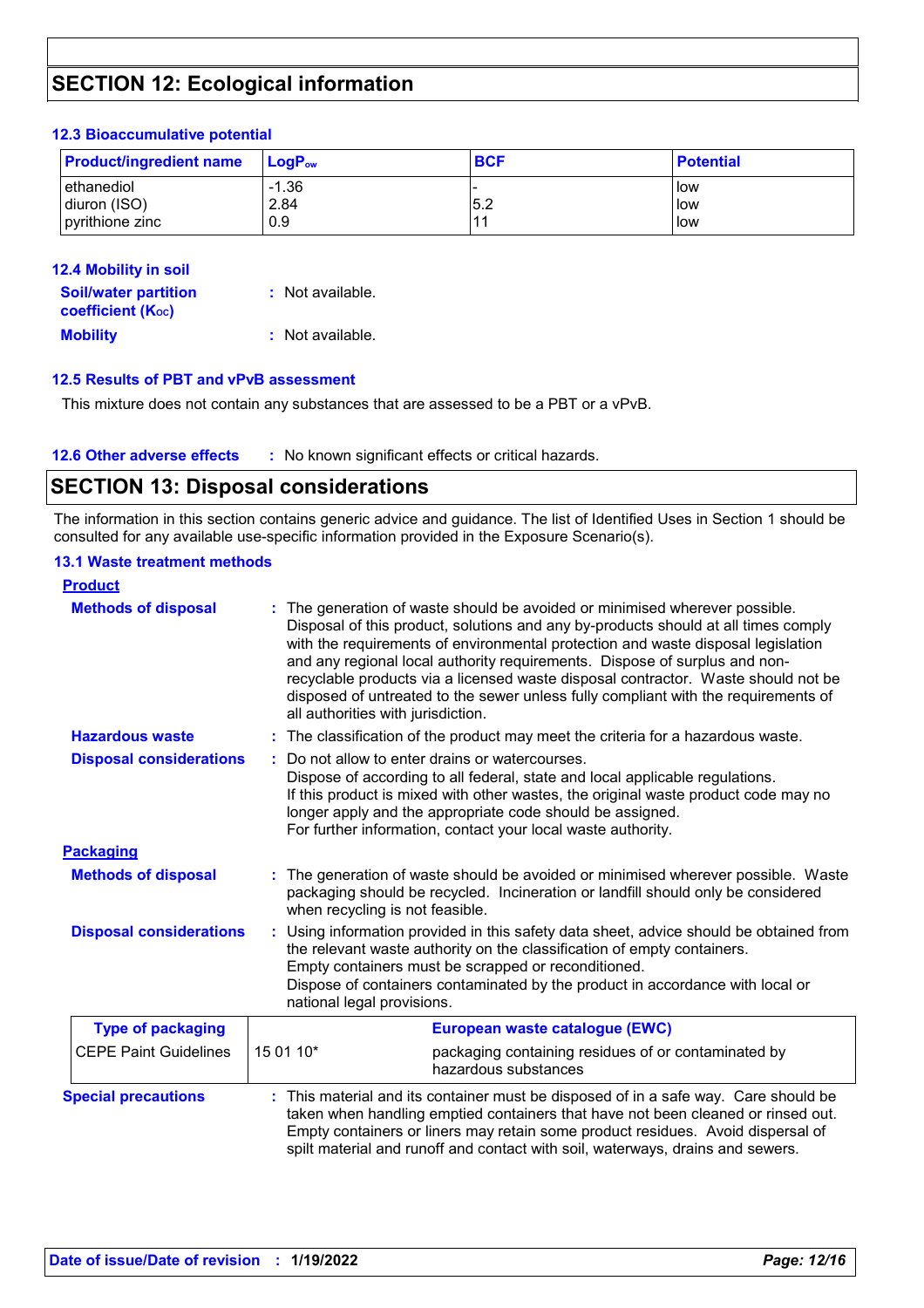## SECTION 12: Ecological information

### 12.3 Bioaccumulative potential

| Product/ingredient name | $LogP_{ow}$ | BCF | Potential |
|---|---|---|---|
| ethanediol | -1.36 | - | low |
| diuron (ISO) | 2.84 | 5.2 | low |
| pyrithione zinc | 0.9 | 11 | low |

### 12.4 Mobility in soil

**Soil/water partition coefficient ($K_{OC}$)** : Not available.

**Mobility** : Not available.

### 12.5 Results of PBT and vPvB assessment

This mixture does not contain any substances that are assessed to be a PBT or a vPvB.

### 12.6 Other adverse effects

: No known significant effects or critical hazards.

## SECTION 13: Disposal considerations

The information in this section contains generic advice and guidance. The list of Identified Uses in Section 1 should be consulted for any available use-specific information provided in the Exposure Scenario(s).

### 13.1 Waste treatment methods

**Product**

**Methods of disposal** : The generation of waste should be avoided or minimised wherever possible. Disposal of this product, solutions and any by-products should at all times comply with the requirements of environmental protection and waste disposal legislation and any regional local authority requirements. Dispose of surplus and non-recyclable products via a licensed waste disposal contractor. Waste should not be disposed of untreated to the sewer unless fully compliant with the requirements of all authorities with jurisdiction.

**Hazardous waste** : The classification of the product may meet the criteria for a hazardous waste.

**Disposal considerations** : Do not allow to enter drains or watercourses.
Dispose of according to all federal, state and local applicable regulations.
If this product is mixed with other wastes, the original waste product code may no longer apply and the appropriate code should be assigned.
For further information, contact your local waste authority.

**Packaging**

**Methods of disposal** : The generation of waste should be avoided or minimised wherever possible. Waste packaging should be recycled. Incineration or landfill should only be considered when recycling is not feasible.

**Disposal considerations** : Using information provided in this safety data sheet, advice should be obtained from the relevant waste authority on the classification of empty containers.
Empty containers must be scrapped or reconditioned.
Dispose of containers contaminated by the product in accordance with local or national legal provisions.

| Type of packaging | European waste catalogue (EWC) | |
|---|---|---|
| CEPE Paint Guidelines | 15 01 10* | packaging containing residues of or contaminated by hazardous substances |

**Special precautions** : This material and its container must be disposed of in a safe way. Care should be taken when handling emptied containers that have not been cleaned or rinsed out. Empty containers or liners may retain some product residues. Avoid dispersal of spilt material and runoff and contact with soil, waterways, drains and sewers.

Date of issue/Date of revision : 1/19/2022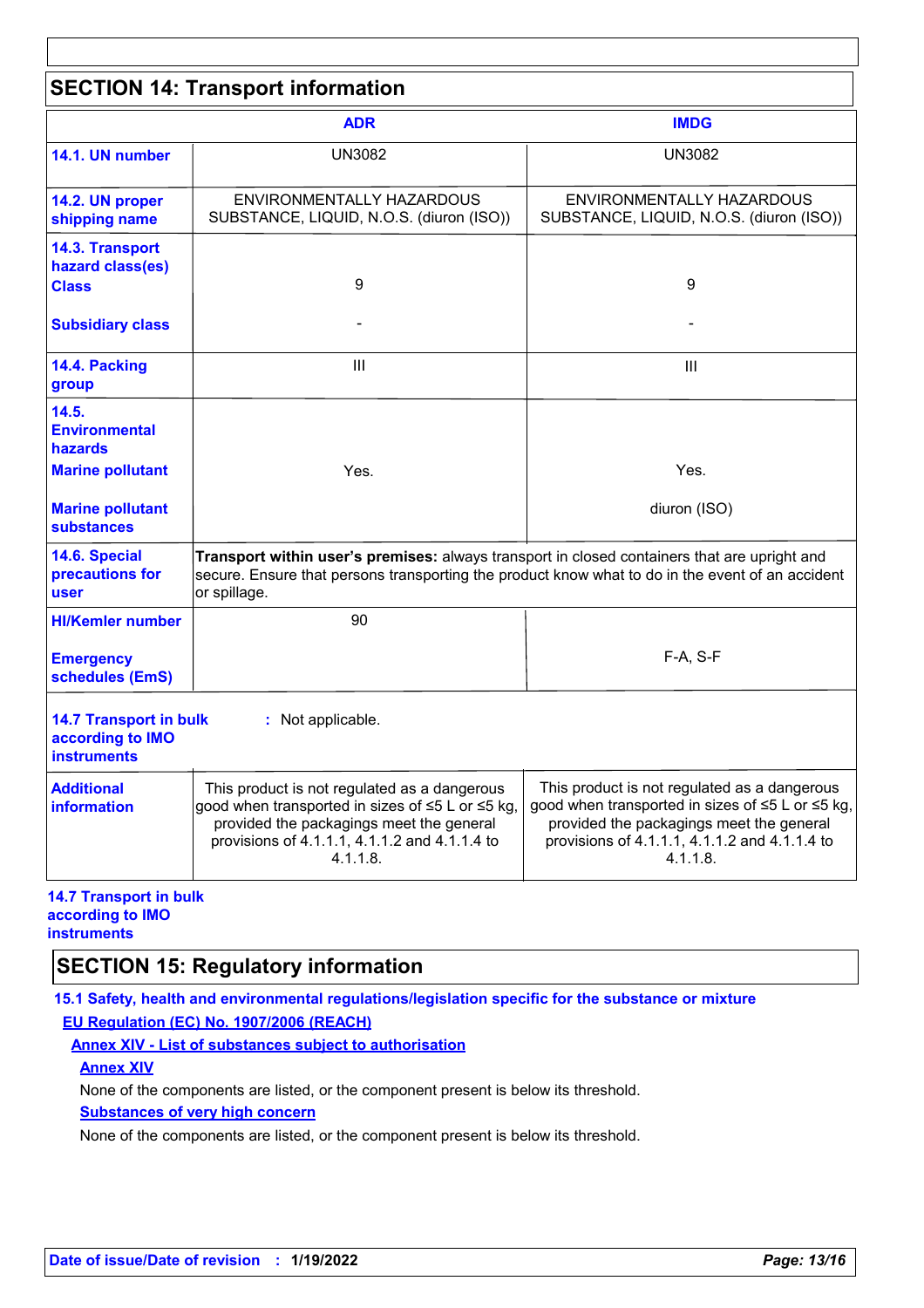## SECTION 14: Transport information

| | ADR | IMDG |
|---|---|---|
| **14.1. UN number** | UN3082 | UN3082 |
| **14.2. UN proper shipping name** | ENVIRONMENTALLY HAZARDOUS SUBSTANCE, LIQUID, N.O.S. (diuron (ISO)) | ENVIRONMENTALLY HAZARDOUS SUBSTANCE, LIQUID, N.O.S. (diuron (ISO)) |
| **14.3. Transport hazard class(es)** **Class** | 9 | 9 |
| **Subsidiary class** | - | - |
| **14.4. Packing group** | III | III |
| **14.5. Environmental hazards** **Marine pollutant** | Yes. | Yes. |
| **Marine pollutant substances** | | diuron (ISO) |
| **14.6. Special precautions for user** | **Transport within user's premises:** always transport in closed containers that are upright and secure. Ensure that persons transporting the product know what to do in the event of an accident or spillage. | |
| **HI/Kemler number** | 90 | |
| **Emergency schedules (EmS)** | | F-A, S-F |
| **14.7 Transport in bulk according to IMO instruments** | : Not applicable. | |
| **Additional information** | This product is not regulated as a dangerous good when transported in sizes of ≤5 L or ≤5 kg, provided the packagings meet the general provisions of 4.1.1.1, 4.1.1.2 and 4.1.1.4 to 4.1.1.8. | This product is not regulated as a dangerous good when transported in sizes of ≤5 L or ≤5 kg, provided the packagings meet the general provisions of 4.1.1.1, 4.1.1.2 and 4.1.1.4 to 4.1.1.8. |

**14.7 Transport in bulk according to IMO instruments**

## SECTION 15: Regulatory information

**15.1 Safety, health and environmental regulations/legislation specific for the substance or mixture**

**EU Regulation (EC) No. 1907/2006 (REACH)**

**Annex XIV - List of substances subject to authorisation**

**Annex XIV**

None of the components are listed, or the component present is below its threshold.

**Substances of very high concern**

None of the components are listed, or the component present is below its threshold.

**Date of issue/Date of revision** : 1/19/2022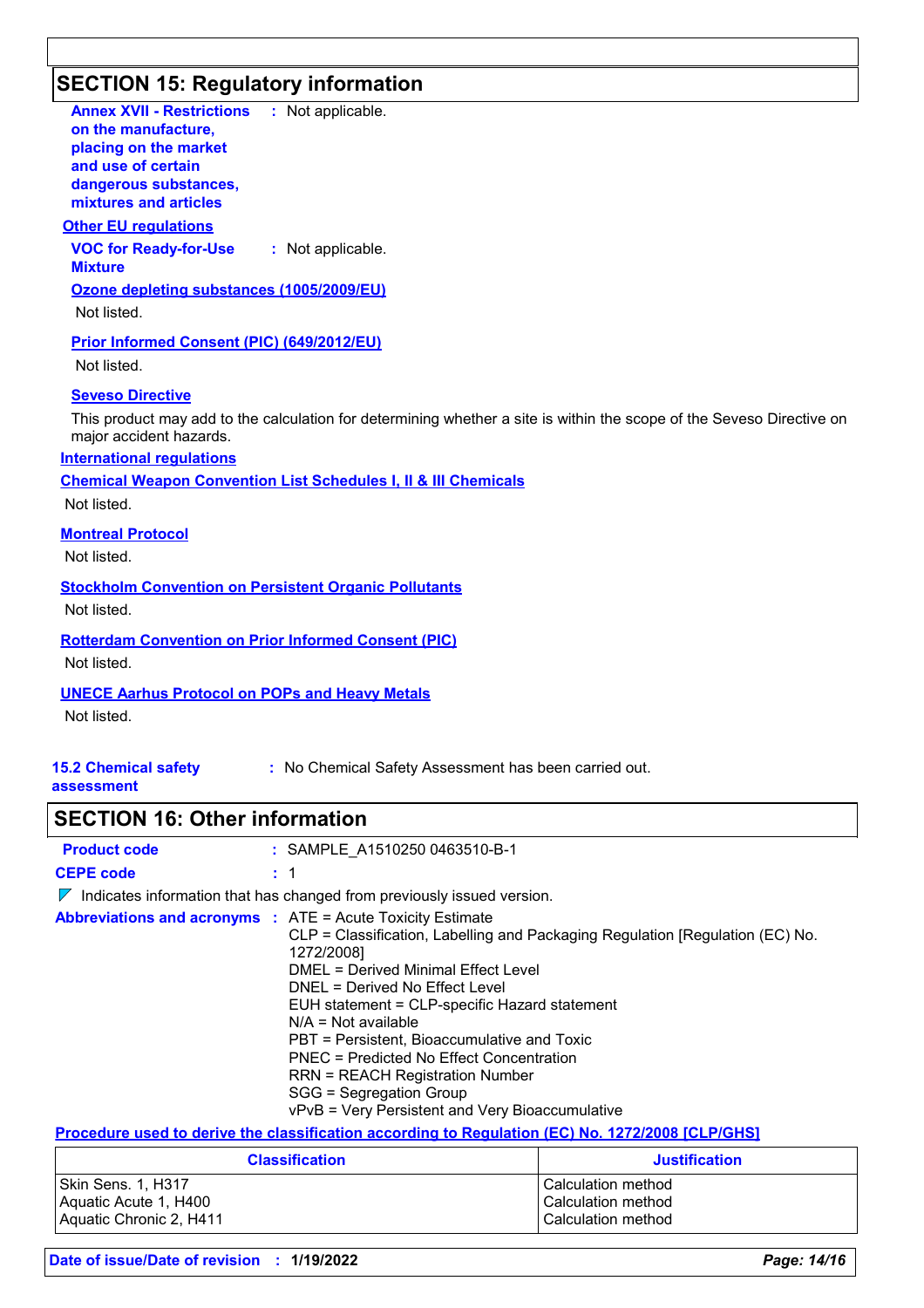## SECTION 15: Regulatory information

**Annex XVII - Restrictions on the manufacture, placing on the market and use of certain dangerous substances, mixtures and articles** : Not applicable.

**Other EU regulations**

**VOC for Ready-for-Use Mixture** : Not applicable.

**Ozone depleting substances (1005/2009/EU)**

Not listed.

**Prior Informed Consent (PIC) (649/2012/EU)**

Not listed.

**Seveso Directive**

This product may add to the calculation for determining whether a site is within the scope of the Seveso Directive on major accident hazards.

**International regulations**

**Chemical Weapon Convention List Schedules I, II & III Chemicals**

Not listed.

**Montreal Protocol**

Not listed.

**Stockholm Convention on Persistent Organic Pollutants**

Not listed.

**Rotterdam Convention on Prior Informed Consent (PIC)**

Not listed.

**UNECE Aarhus Protocol on POPs and Heavy Metals**

Not listed.

**15.2 Chemical safety assessment** : No Chemical Safety Assessment has been carried out.

## SECTION 16: Other information

**Product code** : SAMPLE_A1510250 0463510-B-1

**CEPE code** : 1

◤ Indicates information that has changed from previously issued version.

**Abbreviations and acronyms** :
ATE = Acute Toxicity Estimate
CLP = Classification, Labelling and Packaging Regulation [Regulation (EC) No. 1272/2008]
DMEL = Derived Minimal Effect Level
DNEL = Derived No Effect Level
EUH statement = CLP-specific Hazard statement
N/A = Not available
PBT = Persistent, Bioaccumulative and Toxic
PNEC = Predicted No Effect Concentration
RRN = REACH Registration Number
SGG = Segregation Group
vPvB = Very Persistent and Very Bioaccumulative

**Procedure used to derive the classification according to Regulation (EC) No. 1272/2008 [CLP/GHS]**

| Classification | Justification |
| --- | --- |
| Skin Sens. 1, H317 | Calculation method |
| Aquatic Acute 1, H400 | Calculation method |
| Aquatic Chronic 2, H411 | Calculation method |

**Date of issue/Date of revision** : **1/19/2022**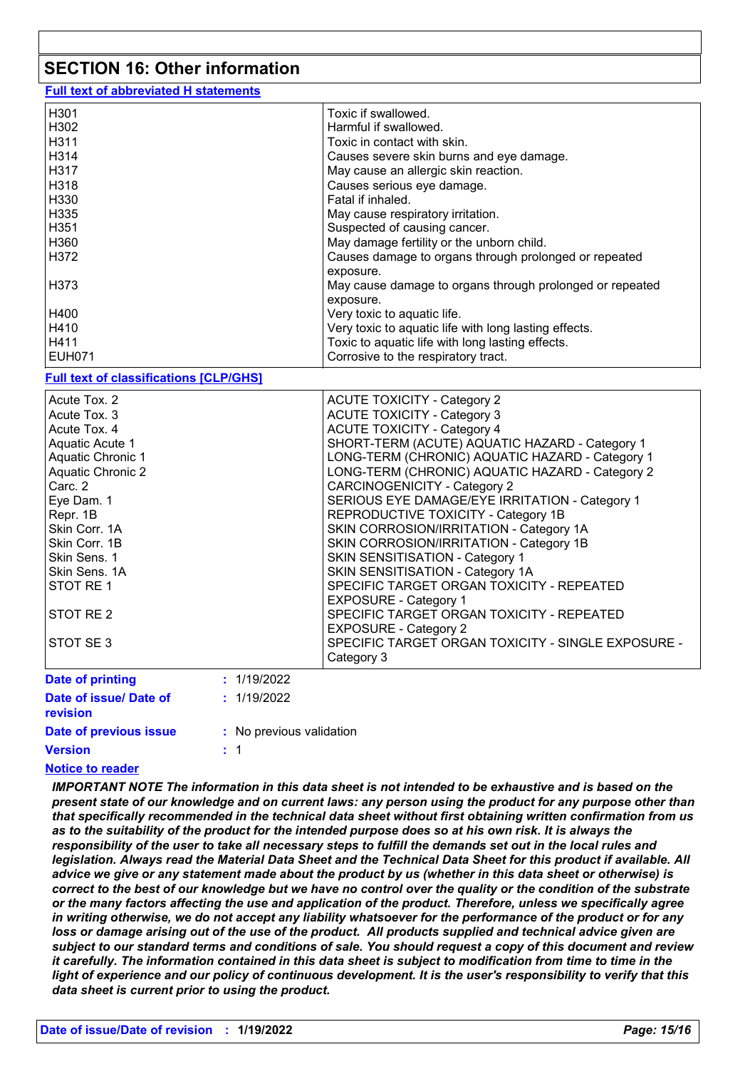## SECTION 16: Other information

**Full text of abbreviated H statements**

| | |
|---|---|
| H301 | Toxic if swallowed. |
| H302 | Harmful if swallowed. |
| H311 | Toxic in contact with skin. |
| H314 | Causes severe skin burns and eye damage. |
| H317 | May cause an allergic skin reaction. |
| H318 | Causes serious eye damage. |
| H330 | Fatal if inhaled. |
| H335 | May cause respiratory irritation. |
| H351 | Suspected of causing cancer. |
| H360 | May damage fertility or the unborn child. |
| H372 | Causes damage to organs through prolonged or repeated exposure. |
| H373 | May cause damage to organs through prolonged or repeated exposure. |
| H400 | Very toxic to aquatic life. |
| H410 | Very toxic to aquatic life with long lasting effects. |
| H411 | Toxic to aquatic life with long lasting effects. |
| EUH071 | Corrosive to the respiratory tract. |

**Full text of classifications [CLP/GHS]**

| | |
|---|---|
| Acute Tox. 2 | ACUTE TOXICITY - Category 2 |
| Acute Tox. 3 | ACUTE TOXICITY - Category 3 |
| Acute Tox. 4 | ACUTE TOXICITY - Category 4 |
| Aquatic Acute 1 | SHORT-TERM (ACUTE) AQUATIC HAZARD - Category 1 |
| Aquatic Chronic 1 | LONG-TERM (CHRONIC) AQUATIC HAZARD - Category 1 |
| Aquatic Chronic 2 | LONG-TERM (CHRONIC) AQUATIC HAZARD - Category 2 |
| Carc. 2 | CARCINOGENICITY - Category 2 |
| Eye Dam. 1 | SERIOUS EYE DAMAGE/EYE IRRITATION - Category 1 |
| Repr. 1B | REPRODUCTIVE TOXICITY - Category 1B |
| Skin Corr. 1A | SKIN CORROSION/IRRITATION - Category 1A |
| Skin Corr. 1B | SKIN CORROSION/IRRITATION - Category 1B |
| Skin Sens. 1 | SKIN SENSITISATION - Category 1 |
| Skin Sens. 1A | SKIN SENSITISATION - Category 1A |
| STOT RE 1 | SPECIFIC TARGET ORGAN TOXICITY - REPEATED EXPOSURE - Category 1 |
| STOT RE 2 | SPECIFIC TARGET ORGAN TOXICITY - REPEATED EXPOSURE - Category 2 |
| STOT SE 3 | SPECIFIC TARGET ORGAN TOXICITY - SINGLE EXPOSURE - Category 3 |

**Date of printing** : 1/19/2022

**Date of issue/ Date of revision** : 1/19/2022

**Date of previous issue** : No previous validation

**Version** : 1

**Notice to reader**

***IMPORTANT NOTE The information in this data sheet is not intended to be exhaustive and is based on the present state of our knowledge and on current laws: any person using the product for any purpose other than that specifically recommended in the technical data sheet without first obtaining written confirmation from us as to the suitability of the product for the intended purpose does so at his own risk. It is always the responsibility of the user to take all necessary steps to fulfill the demands set out in the local rules and legislation. Always read the Material Data Sheet and the Technical Data Sheet for this product if available. All advice we give or any statement made about the product by us (whether in this data sheet or otherwise) is correct to the best of our knowledge but we have no control over the quality or the condition of the substrate or the many factors affecting the use and application of the product. Therefore, unless we specifically agree in writing otherwise, we do not accept any liability whatsoever for the performance of the product or for any loss or damage arising out of the use of the product. All products supplied and technical advice given are subject to our standard terms and conditions of sale. You should request a copy of this document and review it carefully. The information contained in this data sheet is subject to modification from time to time in the light of experience and our policy of continuous development. It is the user's responsibility to verify that this data sheet is current prior to using the product.***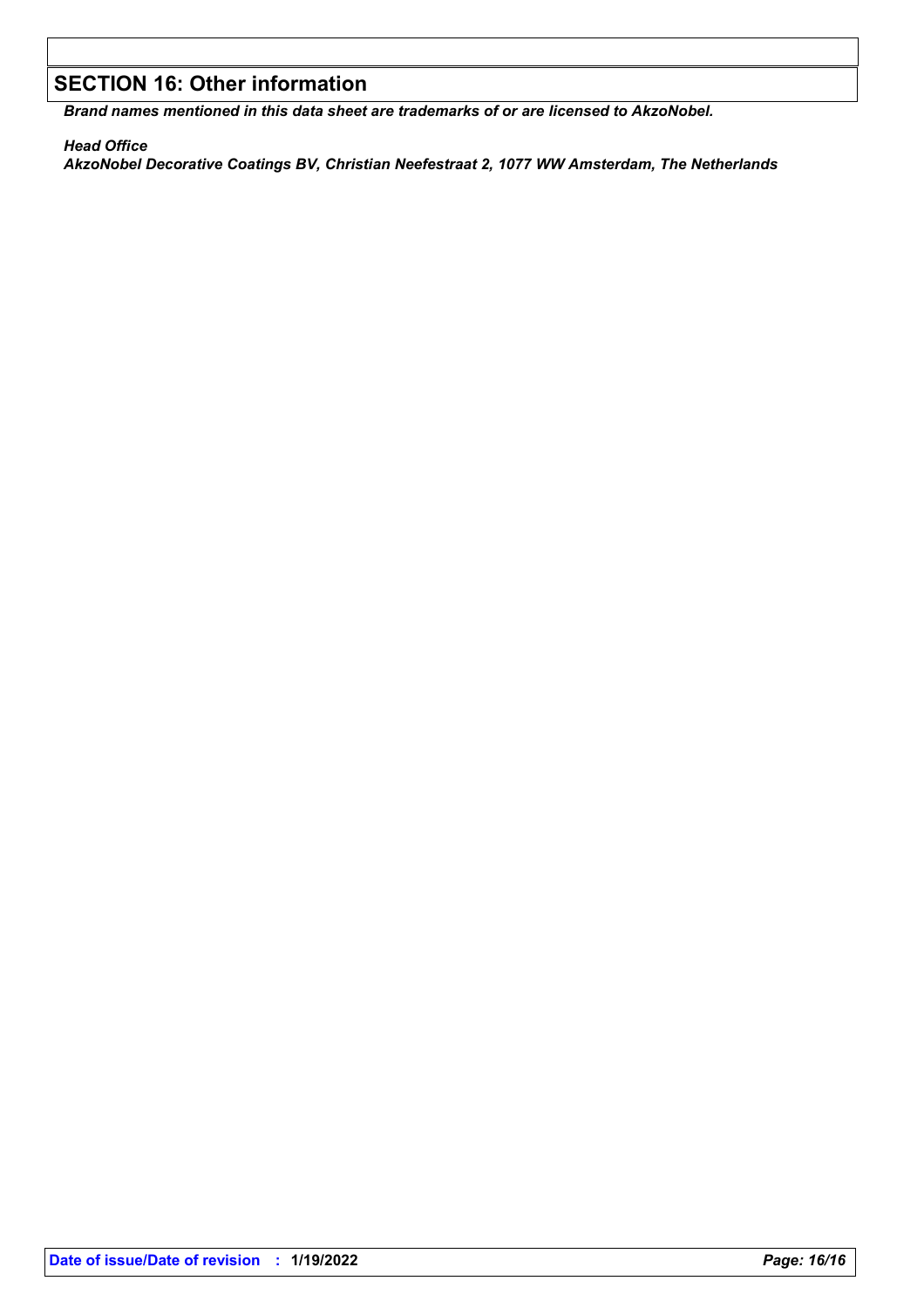## SECTION 16: Other information

***Brand names mentioned in this data sheet are trademarks of or are licensed to AkzoNobel.***

***Head Office***

***AkzoNobel Decorative Coatings BV, Christian Neefestraat 2, 1077 WW Amsterdam, The Netherlands***

**Date of issue/Date of revision : 1/19/2022**